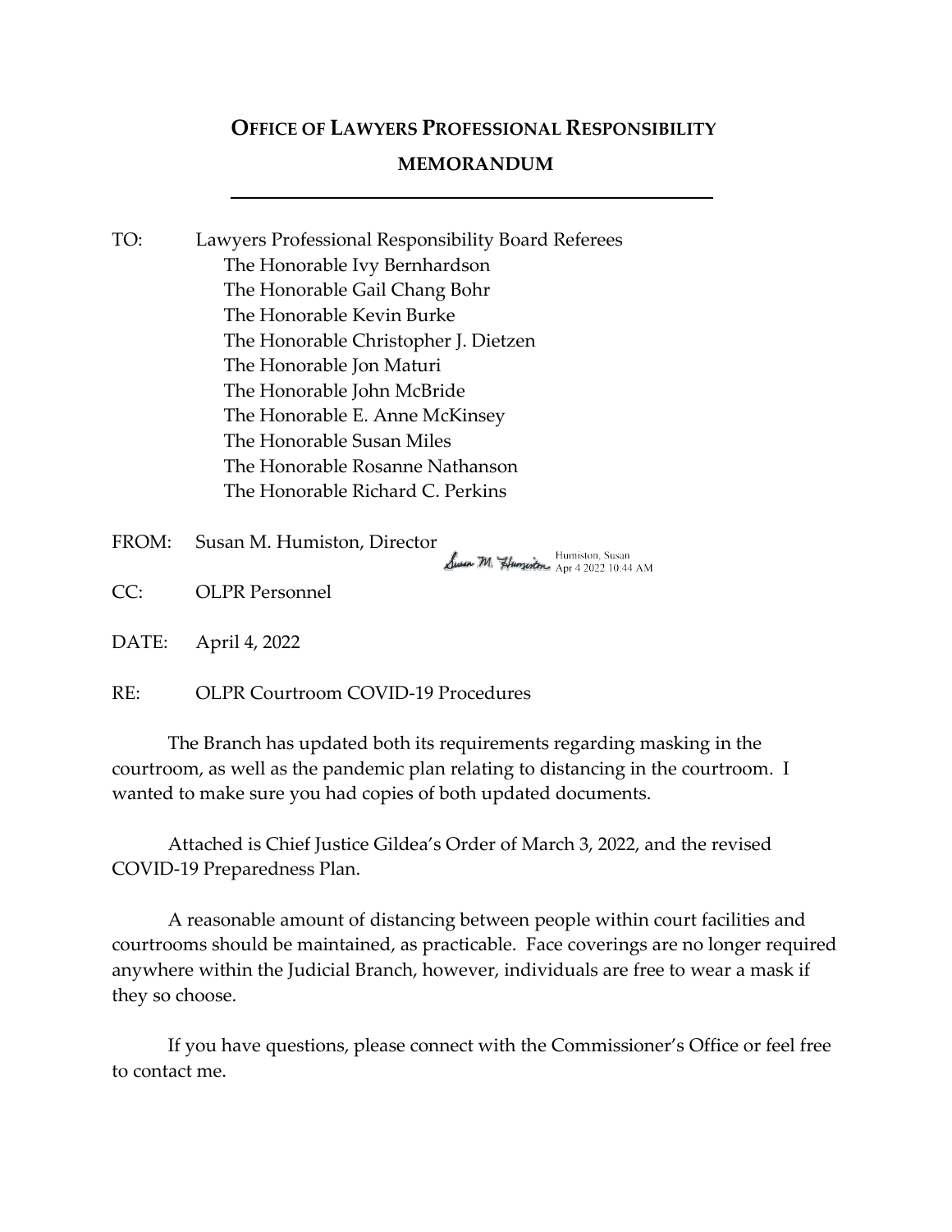# OFFICE OF LAWYERS PROFESSIONAL RESPONSIBILITY

## MEMORANDUM

---

TO: Lawyers Professional Responsibility Board Referees
The Honorable Ivy Bernhardson
The Honorable Gail Chang Bohr
The Honorable Kevin Burke
The Honorable Christopher J. Dietzen
The Honorable Jon Maturi
The Honorable John McBride
The Honorable E. Anne McKinsey
The Honorable Susan Miles
The Honorable Rosanne Nathanson
The Honorable Richard C. Perkins

FROM: Susan M. Humiston, Director
Susan M. Humiston — Humiston, Susan Apr 4 2022 10:44 AM

CC: OLPR Personnel

DATE: April 4, 2022

RE: OLPR Courtroom COVID-19 Procedures

The Branch has updated both its requirements regarding masking in the courtroom, as well as the pandemic plan relating to distancing in the courtroom. I wanted to make sure you had copies of both updated documents.

Attached is Chief Justice Gildea's Order of March 3, 2022, and the revised COVID-19 Preparedness Plan.

A reasonable amount of distancing between people within court facilities and courtrooms should be maintained, as practicable. Face coverings are no longer required anywhere within the Judicial Branch, however, individuals are free to wear a mask if they so choose.

If you have questions, please connect with the Commissioner's Office or feel free to contact me.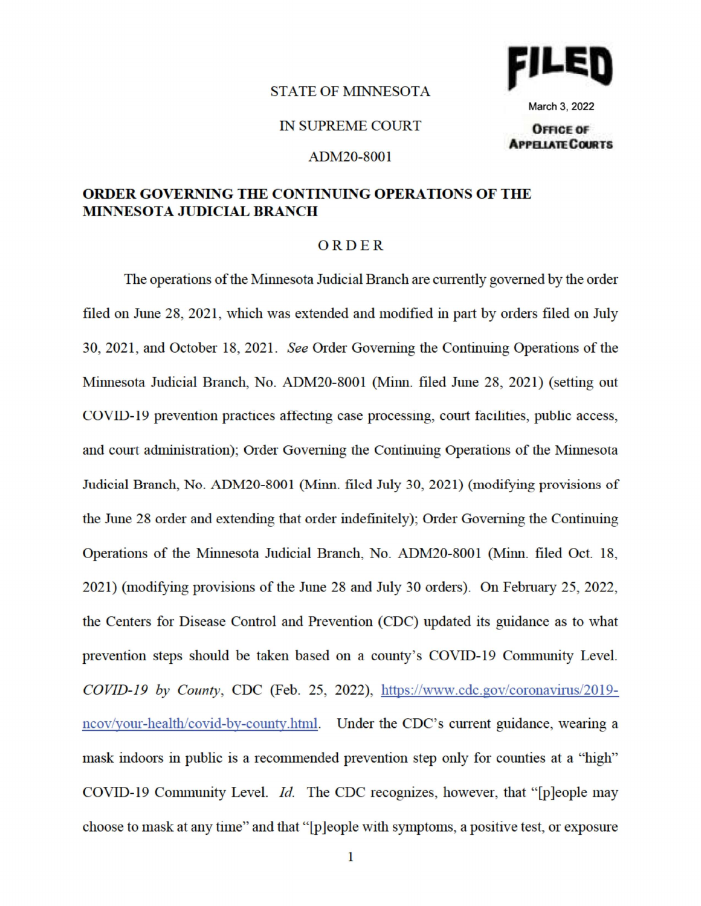STATE OF MINNESOTA

IN SUPREME COURT

ADM20-8001

**FILED**

March 3, 2022

**OFFICE OF APPELLATE COURTS**

**ORDER GOVERNING THE CONTINUING OPERATIONS OF THE MINNESOTA JUDICIAL BRANCH**

ORDER

The operations of the Minnesota Judicial Branch are currently governed by the order filed on June 28, 2021, which was extended and modified in part by orders filed on July 30, 2021, and October 18, 2021. *See* Order Governing the Continuing Operations of the Minnesota Judicial Branch, No. ADM20-8001 (Minn. filed June 28, 2021) (setting out COVID-19 prevention practices affecting case processing, court facilities, public access, and court administration); Order Governing the Continuing Operations of the Minnesota Judicial Branch, No. ADM20-8001 (Minn. filed July 30, 2021) (modifying provisions of the June 28 order and extending that order indefinitely); Order Governing the Continuing Operations of the Minnesota Judicial Branch, No. ADM20-8001 (Minn. filed Oct. 18, 2021) (modifying provisions of the June 28 and July 30 orders). On February 25, 2022, the Centers for Disease Control and Prevention (CDC) updated its guidance as to what prevention steps should be taken based on a county's COVID-19 Community Level. *COVID-19 by County*, CDC (Feb. 25, 2022), https://www.cdc.gov/coronavirus/2019-ncov/your-health/covid-by-county.html. Under the CDC's current guidance, wearing a mask indoors in public is a recommended prevention step only for counties at a "high" COVID-19 Community Level. *Id.* The CDC recognizes, however, that "[p]eople may choose to mask at any time" and that "[p]eople with symptoms, a positive test, or exposure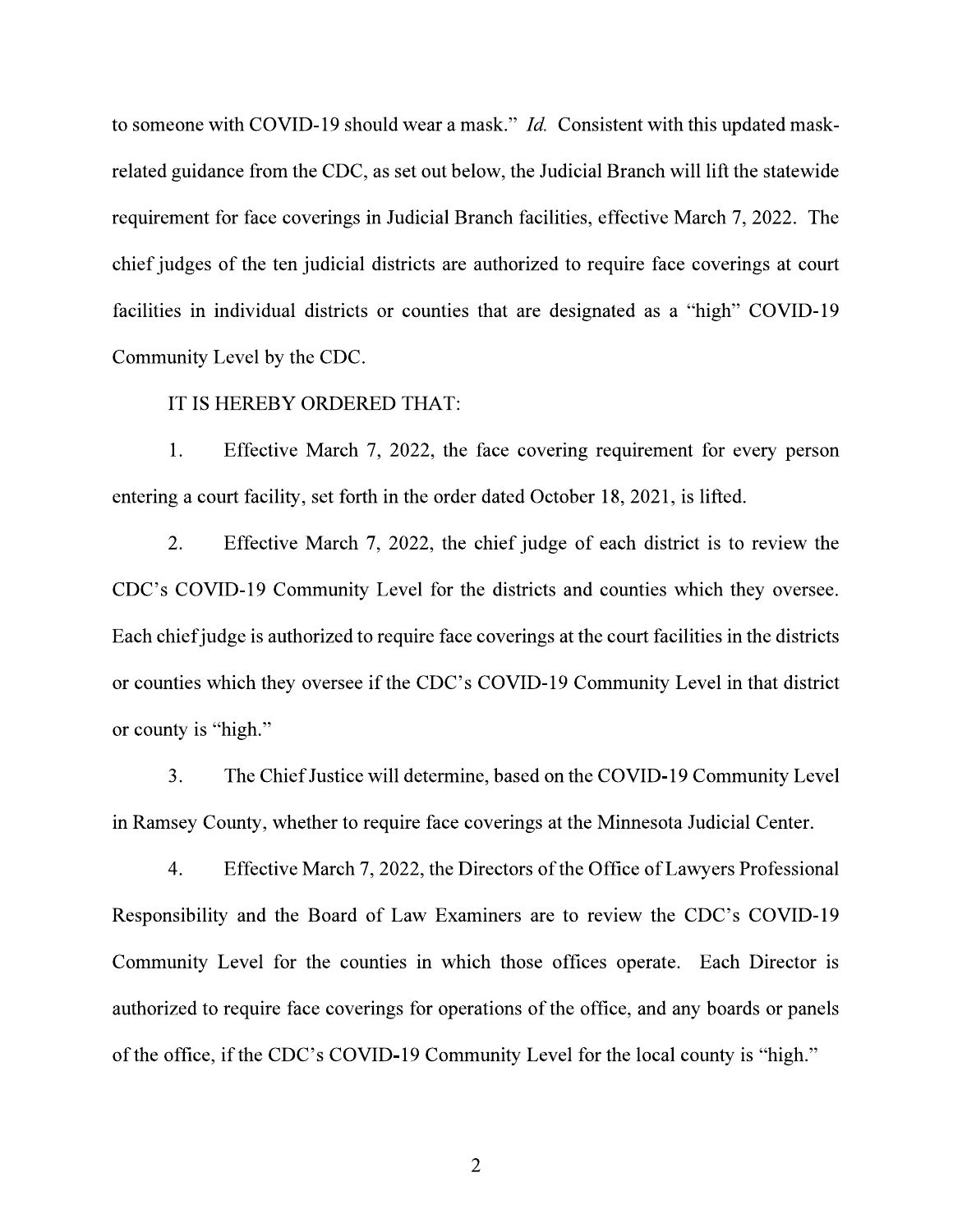to someone with COVID-19 should wear a mask." *Id.* Consistent with this updated mask-related guidance from the CDC, as set out below, the Judicial Branch will lift the statewide requirement for face coverings in Judicial Branch facilities, effective March 7, 2022. The chief judges of the ten judicial districts are authorized to require face coverings at court facilities in individual districts or counties that are designated as a "high" COVID-19 Community Level by the CDC.

IT IS HEREBY ORDERED THAT:

1. Effective March 7, 2022, the face covering requirement for every person entering a court facility, set forth in the order dated October 18, 2021, is lifted.

2. Effective March 7, 2022, the chief judge of each district is to review the CDC's COVID-19 Community Level for the districts and counties which they oversee. Each chief judge is authorized to require face coverings at the court facilities in the districts or counties which they oversee if the CDC's COVID-19 Community Level in that district or county is "high."

3. The Chief Justice will determine, based on the COVID-19 Community Level in Ramsey County, whether to require face coverings at the Minnesota Judicial Center.

4. Effective March 7, 2022, the Directors of the Office of Lawyers Professional Responsibility and the Board of Law Examiners are to review the CDC's COVID-19 Community Level for the counties in which those offices operate. Each Director is authorized to require face coverings for operations of the office, and any boards or panels of the office, if the CDC's COVID-19 Community Level for the local county is "high."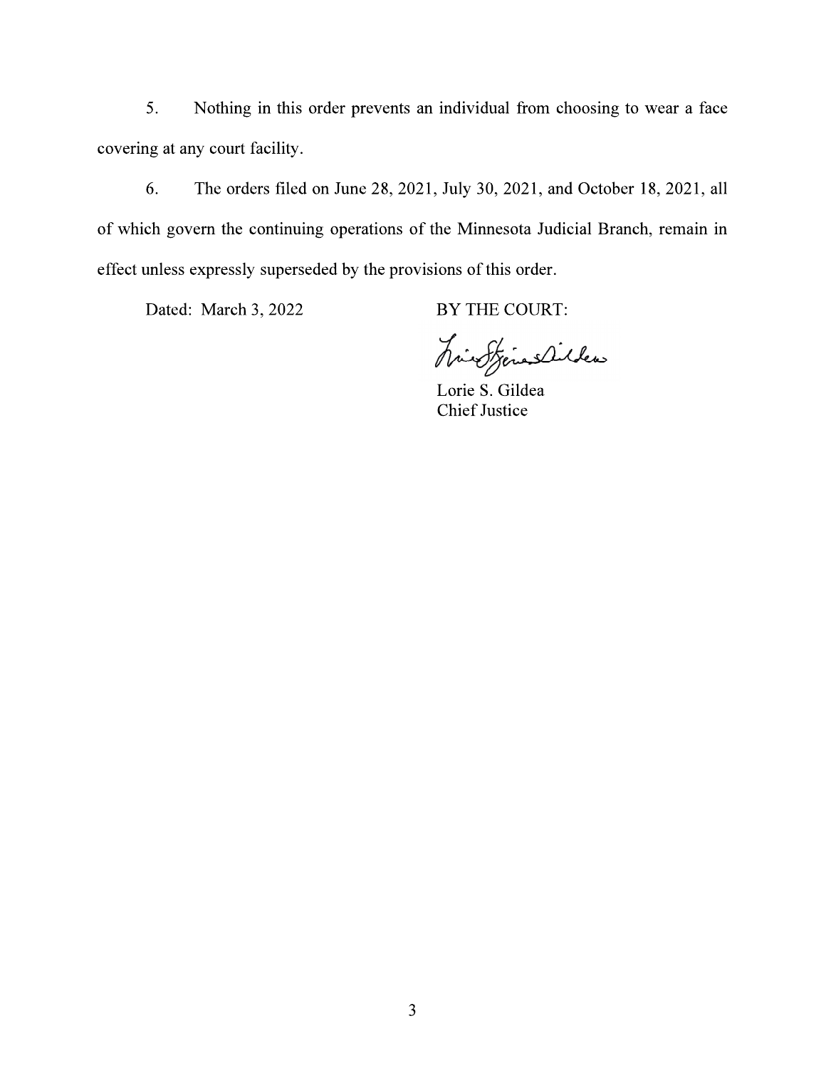5. Nothing in this order prevents an individual from choosing to wear a face covering at any court facility.

6. The orders filed on June 28, 2021, July 30, 2021, and October 18, 2021, all of which govern the continuing operations of the Minnesota Judicial Branch, remain in effect unless expressly superseded by the provisions of this order.

Dated: March 3, 2022

BY THE COURT:

Lorie S. Gildea
Chief Justice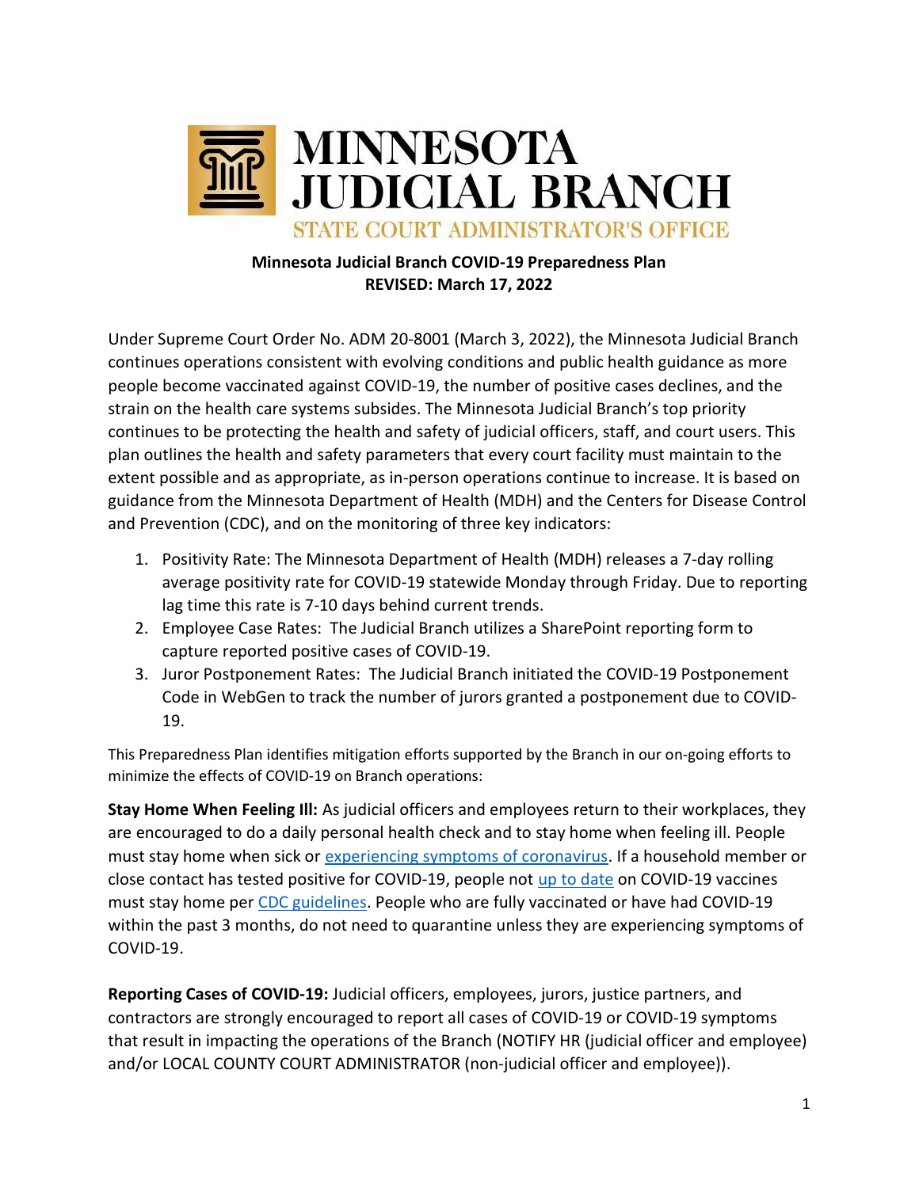# MINNESOTA JUDICIAL BRANCH

STATE COURT ADMINISTRATOR'S OFFICE

**Minnesota Judicial Branch COVID-19 Preparedness Plan**
**REVISED: March 17, 2022**

Under Supreme Court Order No. ADM 20-8001 (March 3, 2022), the Minnesota Judicial Branch continues operations consistent with evolving conditions and public health guidance as more people become vaccinated against COVID-19, the number of positive cases declines, and the strain on the health care systems subsides. The Minnesota Judicial Branch's top priority continues to be protecting the health and safety of judicial officers, staff, and court users. This plan outlines the health and safety parameters that every court facility must maintain to the extent possible and as appropriate, as in-person operations continue to increase. It is based on guidance from the Minnesota Department of Health (MDH) and the Centers for Disease Control and Prevention (CDC), and on the monitoring of three key indicators:

1. Positivity Rate: The Minnesota Department of Health (MDH) releases a 7-day rolling average positivity rate for COVID-19 statewide Monday through Friday. Due to reporting lag time this rate is 7-10 days behind current trends.
2. Employee Case Rates: The Judicial Branch utilizes a SharePoint reporting form to capture reported positive cases of COVID-19.
3. Juror Postponement Rates: The Judicial Branch initiated the COVID-19 Postponement Code in WebGen to track the number of jurors granted a postponement due to COVID-19.

This Preparedness Plan identifies mitigation efforts supported by the Branch in our on-going efforts to minimize the effects of COVID-19 on Branch operations:

**Stay Home When Feeling Ill:** As judicial officers and employees return to their workplaces, they are encouraged to do a daily personal health check and to stay home when feeling ill. People must stay home when sick or experiencing symptoms of coronavirus. If a household member or close contact has tested positive for COVID-19, people not up to date on COVID-19 vaccines must stay home per CDC guidelines. People who are fully vaccinated or have had COVID-19 within the past 3 months, do not need to quarantine unless they are experiencing symptoms of COVID-19.

**Reporting Cases of COVID-19:** Judicial officers, employees, jurors, justice partners, and contractors are strongly encouraged to report all cases of COVID-19 or COVID-19 symptoms that result in impacting the operations of the Branch (NOTIFY HR (judicial officer and employee) and/or LOCAL COUNTY COURT ADMINISTRATOR (non-judicial officer and employee)).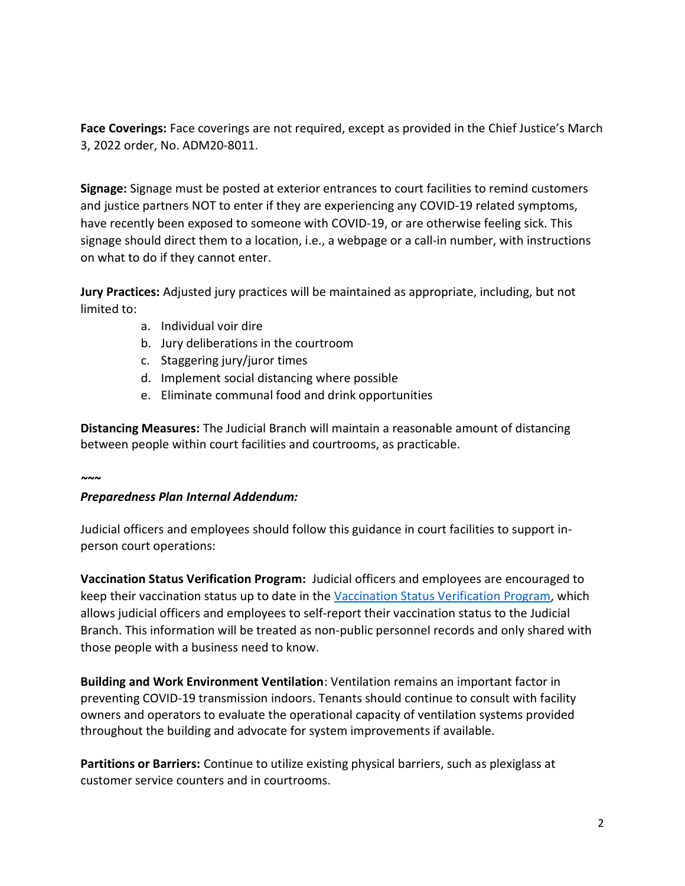**Face Coverings:** Face coverings are not required, except as provided in the Chief Justice's March 3, 2022 order, No. ADM20-8011.

**Signage:** Signage must be posted at exterior entrances to court facilities to remind customers and justice partners NOT to enter if they are experiencing any COVID-19 related symptoms, have recently been exposed to someone with COVID-19, or are otherwise feeling sick. This signage should direct them to a location, i.e., a webpage or a call-in number, with instructions on what to do if they cannot enter.

**Jury Practices:** Adjusted jury practices will be maintained as appropriate, including, but not limited to:

a. Individual voir dire
b. Jury deliberations in the courtroom
c. Staggering jury/juror times
d. Implement social distancing where possible
e. Eliminate communal food and drink opportunities

**Distancing Measures:** The Judicial Branch will maintain a reasonable amount of distancing between people within court facilities and courtrooms, as practicable.

**~~~**

***Preparedness Plan Internal Addendum:***

Judicial officers and employees should follow this guidance in court facilities to support in-person court operations:

**Vaccination Status Verification Program:** Judicial officers and employees are encouraged to keep their vaccination status up to date in the Vaccination Status Verification Program, which allows judicial officers and employees to self-report their vaccination status to the Judicial Branch. This information will be treated as non-public personnel records and only shared with those people with a business need to know.

**Building and Work Environment Ventilation**: Ventilation remains an important factor in preventing COVID-19 transmission indoors. Tenants should continue to consult with facility owners and operators to evaluate the operational capacity of ventilation systems provided throughout the building and advocate for system improvements if available.

**Partitions or Barriers:** Continue to utilize existing physical barriers, such as plexiglass at customer service counters and in courtrooms.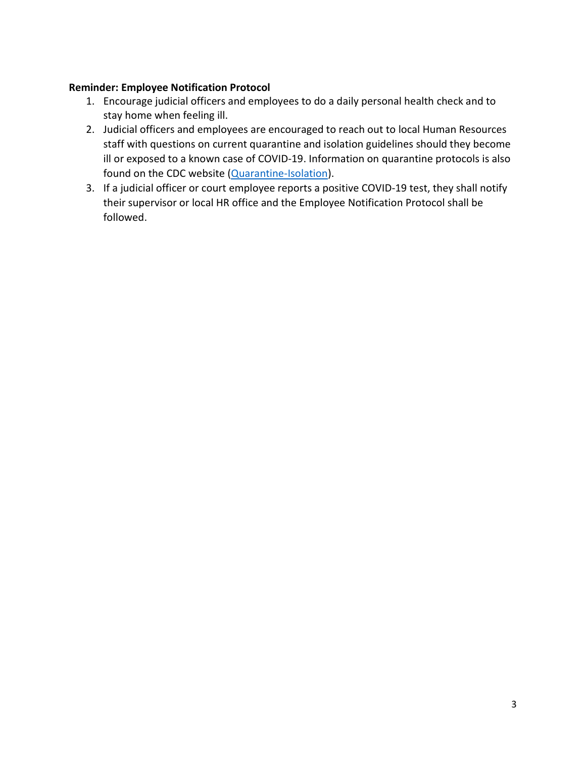**Reminder: Employee Notification Protocol**

1. Encourage judicial officers and employees to do a daily personal health check and to stay home when feeling ill.
2. Judicial officers and employees are encouraged to reach out to local Human Resources staff with questions on current quarantine and isolation guidelines should they become ill or exposed to a known case of COVID-19. Information on quarantine protocols is also found on the CDC website (Quarantine-Isolation).
3. If a judicial officer or court employee reports a positive COVID-19 test, they shall notify their supervisor or local HR office and the Employee Notification Protocol shall be followed.